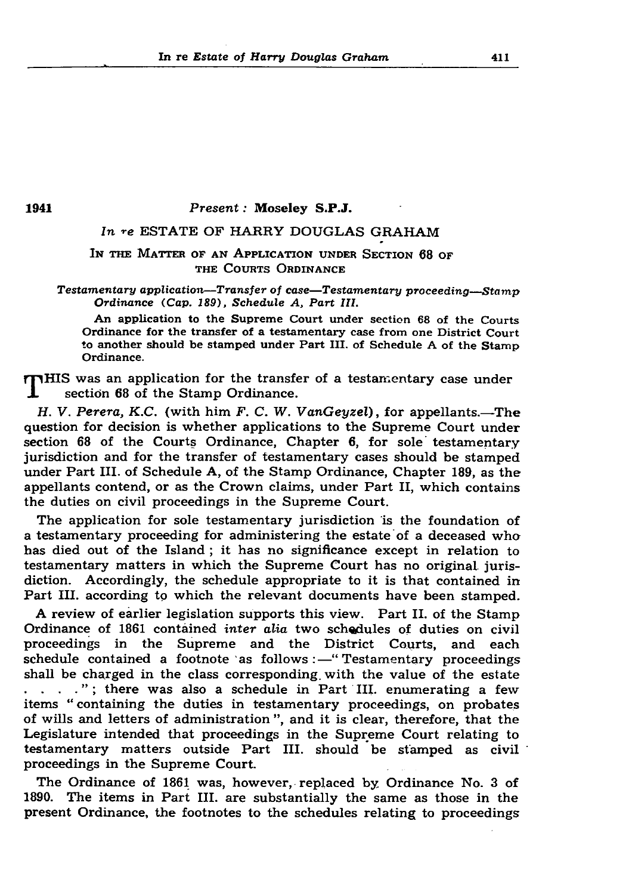1941

*Present :* **Moseley S.P.J.**

*In re* ESTATE OF HARRY DOUGLAS GRAHAM

IN THE MATTER OF AN APPLICATION UNDER SECTION 68 OF THE COURTS ORDINANCE

*Testamentary application—Transfer of case—Testamentary proceeding—Stamp Ordinance (Cap. 189), Schedule A, Part III.*

An application to the Supreme Court under section 68 of the Courts Ordinance for the transfer of a testamentary case from one District Court to another should be stamped under Part III. of Schedule A of the Stamp Ordinance.

THIS was an application for the transfer of a testamentary case under section 68 of the Stamp Ordinance.

*H. V. Perera, K.C.* (with him *F. C. W. VanGeyzel*), for appellants.—The question for decision is whether applications to the Supreme Court under section 68 of the Courts Ordinance, Chapter 6, for sole testamentary jurisdiction and for the transfer of testamentary cases should be stamped under Part III. of Schedule A, of the Stamp Ordinance, Chapter 189, as the appellants contend, or as the Crown claims, under Part II, which contains the duties on civil proceedings in the Supreme Court.

The application for sole testamentary jurisdiction is the foundation of a testamentary proceeding for administering the estate of a deceased who has died out of the Island ; it has no significance except in relation to testamentary matters in which the Supreme Court has no original jurisdiction. Accordingly, the schedule appropriate to it is that contained in Part III. according to which the relevant documents have been stamped.

A review of earlier legislation supports this view. Part II. of the Stamp Ordinance of 1861 contained *inter alia* two schedules of duties on civil proceedings in the Supreme and the District Courts, and each schedule contained a footnote as follows :—" Testamentary proceedings shall be charged in the class corresponding with the value of the estate . . . . " ; there was also a schedule in Part III. enumerating a few items " containing the duties in testamentary proceedings, on probates of wills and letters of administration ", and it is clear, therefore, that the Legislature intended that proceedings in the Supreme Court relating to testamentary matters outside Part III. should be stamped as civil proceedings in the Supreme Court.

The Ordinance of 1861 was, however, replaced by Ordinance No. 3 of 1890. The items in Part III. are substantially the same as those in the present Ordinance, the footnotes to the schedules relating to proceedings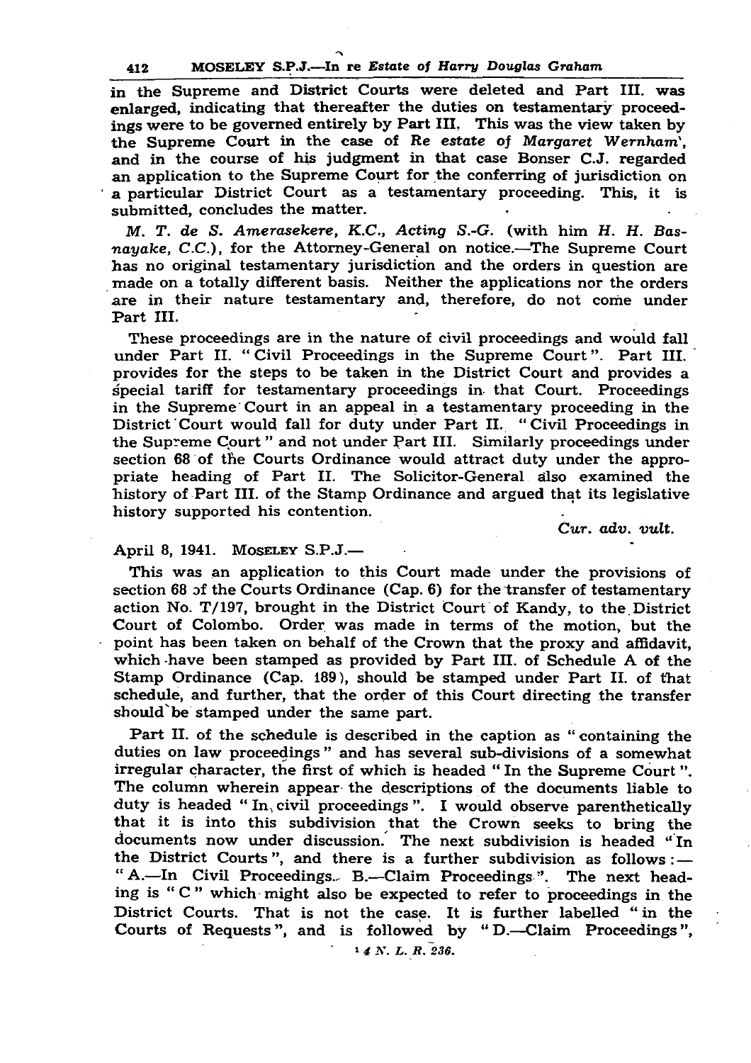in the Supreme and District Courts were deleted and Part III. was enlarged, indicating that thereafter the duties on testamentary proceedings were to be governed entirely by Part III. This was the view taken by the Supreme Court in the case of *Re estate of Margaret Wernham*[1], and in the course of his judgment in that case Bonser C.J. regarded an application to the Supreme Court for the conferring of jurisdiction on a particular District Court as a testamentary proceeding. This, it is submitted, concludes the matter.

*M. T. de S. Amerasekere, K.C., Acting S.-G.* (with him *H. H. Basnayake, C.C.*), for the Attorney-General on notice.—The Supreme Court has no original testamentary jurisdiction and the orders in question are made on a totally different basis. Neither the applications nor the orders are in their nature testamentary and, therefore, do not come under Part III.

These proceedings are in the nature of civil proceedings and would fall under Part II. "Civil Proceedings in the Supreme Court". Part III. provides for the steps to be taken in the District Court and provides a special tariff for testamentary proceedings in that Court. Proceedings in the Supreme Court in an appeal in a testamentary proceeding in the District Court would fall for duty under Part II. "Civil Proceedings in the Supreme Court" and not under Part III. Similarly proceedings under section 68 of the Courts Ordinance would attract duty under the appropriate heading of Part II. The Solicitor-General also examined the history of Part III. of the Stamp Ordinance and argued that its legislative history supported his contention.

*Cur. adv. vult.*

April 8, 1941. MOSELEY S.P.J.—

This was an application to this Court made under the provisions of section 68 of the Courts Ordinance (Cap. 6) for the transfer of testamentary action No. T/197, brought in the District Court of Kandy, to the District Court of Colombo. Order was made in terms of the motion, but the point has been taken on behalf of the Crown that the proxy and affidavit, which have been stamped as provided by Part III. of Schedule A of the Stamp Ordinance (Cap. 189), should be stamped under Part II. of that schedule, and further, that the order of this Court directing the transfer should be stamped under the same part.

Part II. of the schedule is described in the caption as "containing the duties on law proceedings" and has several sub-divisions of a somewhat irregular character, the first of which is headed "In the Supreme Court". The column wherein appear the descriptions of the documents liable to duty is headed "In civil proceedings". I would observe parenthetically that it is into this subdivision that the Crown seeks to bring the documents now under discussion. The next subdivision is headed "In the District Courts", and there is a further subdivision as follows:—"A.—In Civil Proceedings. B.—Claim Proceedings". The next heading is "C" which might also be expected to refer to proceedings in the District Courts. That is not the case. It is further labelled "in the Courts of Requests", and is followed by "D.—Claim Proceedings",

[1] 4 N. L. R. 236.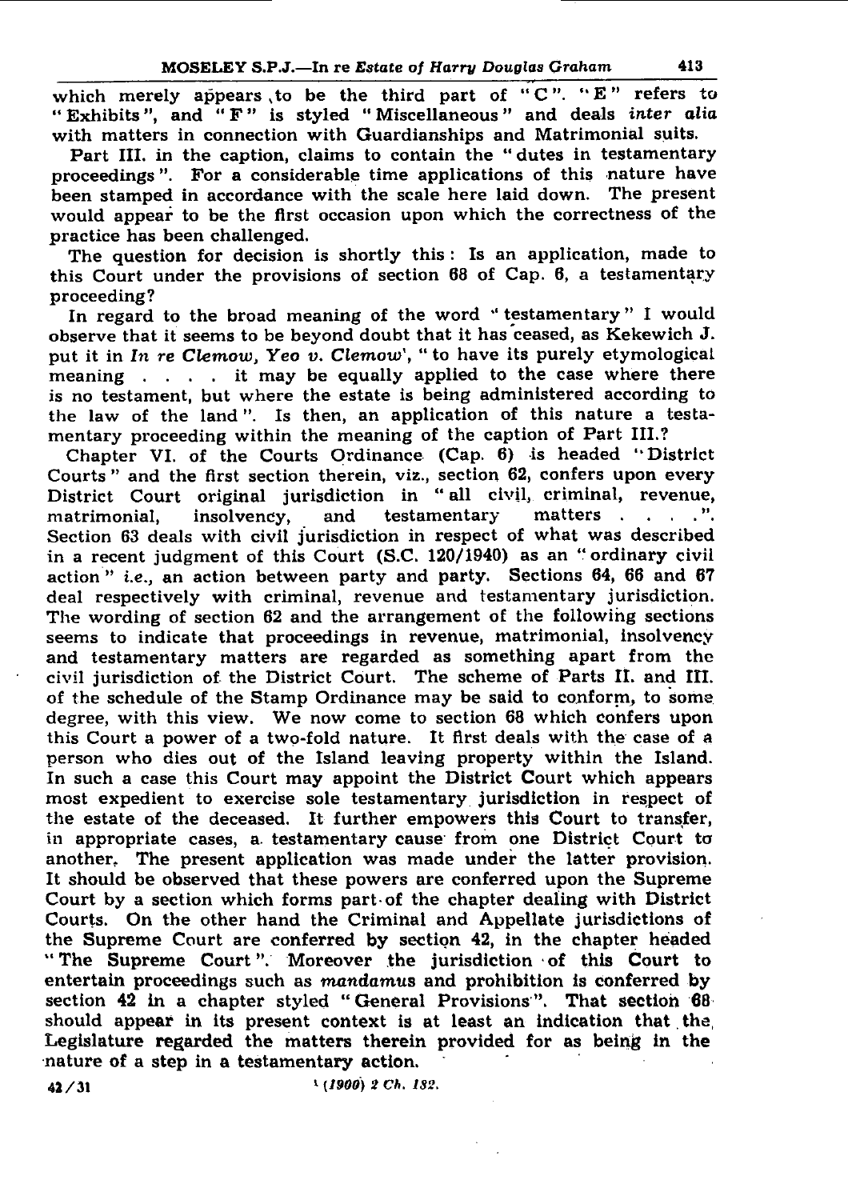which merely appears to be the third part of "C". "E" refers to "Exhibits", and "F" is styled "Miscellaneous" and deals *inter alia* with matters in connection with Guardianships and Matrimonial suits.

Part III. in the caption, claims to contain the "dutes in testamentary proceedings". For a considerable time applications of this nature have been stamped in accordance with the scale here laid down. The present would appear to be the first occasion upon which the correctness of the practice has been challenged.

The question for decision is shortly this: Is an application, made to this Court under the provisions of section 68 of Cap. 6, a testamentary proceeding?

In regard to the broad meaning of the word "testamentary" I would observe that it seems to be beyond doubt that it has ceased, as Kekewich J. put it in *In re Clemow, Yeo v. Clemow*[1], "to have its purely etymological meaning . . . . it may be equally applied to the case where there is no testament, but where the estate is being administered according to the law of the land". Is then, an application of this nature a testamentary proceeding within the meaning of the caption of Part III.?

Chapter VI. of the Courts Ordinance (Cap. 6) is headed "District Courts" and the first section therein, viz., section 62, confers upon every District Court original jurisdiction in "all civil, criminal, revenue, matrimonial, insolvency, and testamentary matters . . . .". Section 63 deals with civil jurisdiction in respect of what was described in a recent judgment of this Court (S.C. 120/1940) as an "ordinary civil action" *i.e.*, an action between party and party. Sections 64, 66 and 67 deal respectively with criminal, revenue and testamentary jurisdiction. The wording of section 62 and the arrangement of the following sections seems to indicate that proceedings in revenue, matrimonial, insolvency and testamentary matters are regarded as something apart from the civil jurisdiction of the District Court. The scheme of Parts II. and III. of the schedule of the Stamp Ordinance may be said to conform, to some degree, with this view. We now come to section 68 which confers upon this Court a power of a two-fold nature. It first deals with the case of a person who dies out of the Island leaving property within the Island. In such a case this Court may appoint the District Court which appears most expedient to exercise sole testamentary jurisdiction in respect of the estate of the deceased. It further empowers this Court to transfer, in appropriate cases, a testamentary cause from one District Court to another. The present application was made under the latter provision. It should be observed that these powers are conferred upon the Supreme Court by a section which forms part of the chapter dealing with District Courts. On the other hand the Criminal and Appellate jurisdictions of the Supreme Court are conferred by section 42, in the chapter headed "The Supreme Court". Moreover the jurisdiction of this Court to entertain proceedings such as *mandamus* and prohibition is conferred by section 42 in a chapter styled "General Provisions". That section 68 should appear in its present context is at least an indication that the Legislature regarded the matters therein provided for as being in the nature of a step in a testamentary action.

42/31

[1] *(1900) 2 Ch. 182.*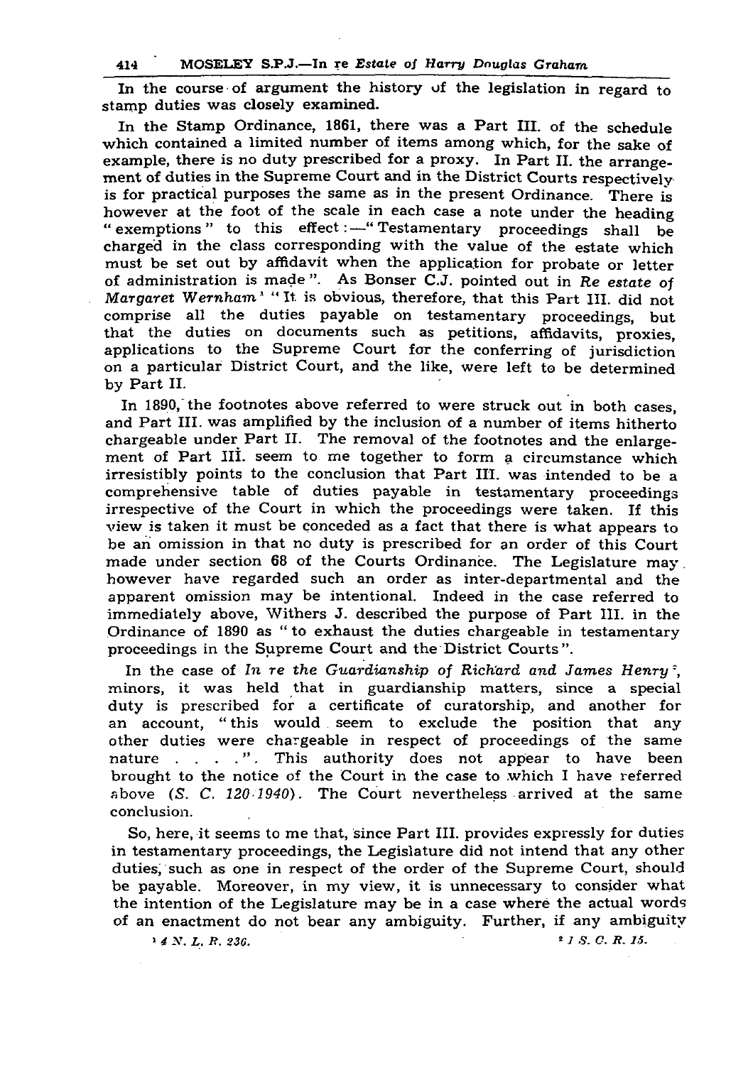In the course of argument the history of the legislation in regard to stamp duties was closely examined.

In the Stamp Ordinance, 1861, there was a Part III. of the schedule which contained a limited number of items among which, for the sake of example, there is no duty prescribed for a proxy. In Part II. the arrangement of duties in the Supreme Court and in the District Courts respectively is for practical purposes the same as in the present Ordinance. There is however at the foot of the scale in each case a note under the heading "exemptions" to this effect:—"Testamentary proceedings shall be charged in the class corresponding with the value of the estate which must be set out by affidavit when the application for probate or letter of administration is made". As Bonser C.J. pointed out in *Re estate of Margaret Wernham*[1] "It is obvious, therefore, that this Part III. did not comprise all the duties payable on testamentary proceedings, but that the duties on documents such as petitions, affidavits, proxies, applications to the Supreme Court for the conferring of jurisdiction on a particular District Court, and the like, were left to be determined by Part II.

In 1890, the footnotes above referred to were struck out in both cases, and Part III. was amplified by the inclusion of a number of items hitherto chargeable under Part II. The removal of the footnotes and the enlargement of Part III. seem to me together to form a circumstance which irresistibly points to the conclusion that Part III. was intended to be a comprehensive table of duties payable in testamentary proceedings irrespective of the Court in which the proceedings were taken. If this view is taken it must be conceded as a fact that there is what appears to be an omission in that no duty is prescribed for an order of this Court made under section 68 of the Courts Ordinance. The Legislature may however have regarded such an order as inter-departmental and the apparent omission may be intentional. Indeed in the case referred to immediately above, Withers J. described the purpose of Part III. in the Ordinance of 1890 as "to exhaust the duties chargeable in testamentary proceedings in the Supreme Court and the District Courts".

In the case of *In re the Guardianship of Richard and James Henry*[2], minors, it was held that in guardianship matters, since a special duty is prescribed for a certificate of curatorship, and another for an account, "this would seem to exclude the position that any other duties were chargeable in respect of proceedings of the same nature . . . .". This authority does not appear to have been brought to the notice of the Court in the case to which I have referred above (*S. C. 120/1940*). The Court nevertheless arrived at the same conclusion.

So, here, it seems to me that, since Part III. provides expressly for duties in testamentary proceedings, the Legislature did not intend that any other duties, such as one in respect of the order of the Supreme Court, should be payable. Moreover, in my view, it is unnecessary to consider what the intention of the Legislature may be in a case where the actual words of an enactment do not bear any ambiguity. Further, if any ambiguity

[1] *4 N. L. R. 236.*

[2] *1 S. C. R. 15.*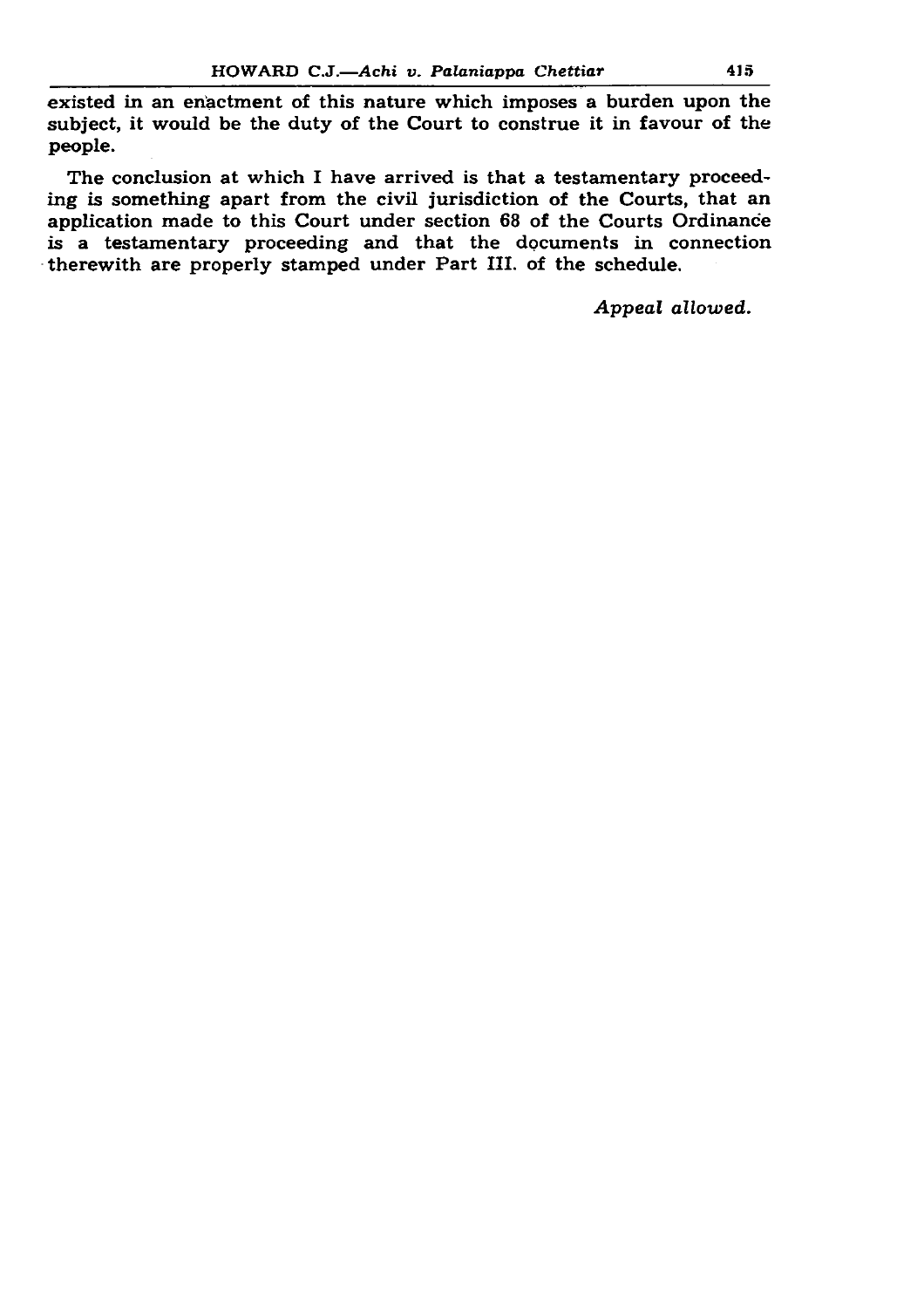existed in an enactment of this nature which imposes a burden upon the subject, it would be the duty of the Court to construe it in favour of the people.

The conclusion at which I have arrived is that a testamentary proceeding is something apart from the civil jurisdiction of the Courts, that an application made to this Court under section 68 of the Courts Ordinance is a testamentary proceeding and that the documents in connection therewith are properly stamped under Part III. of the schedule.

*Appeal allowed.*